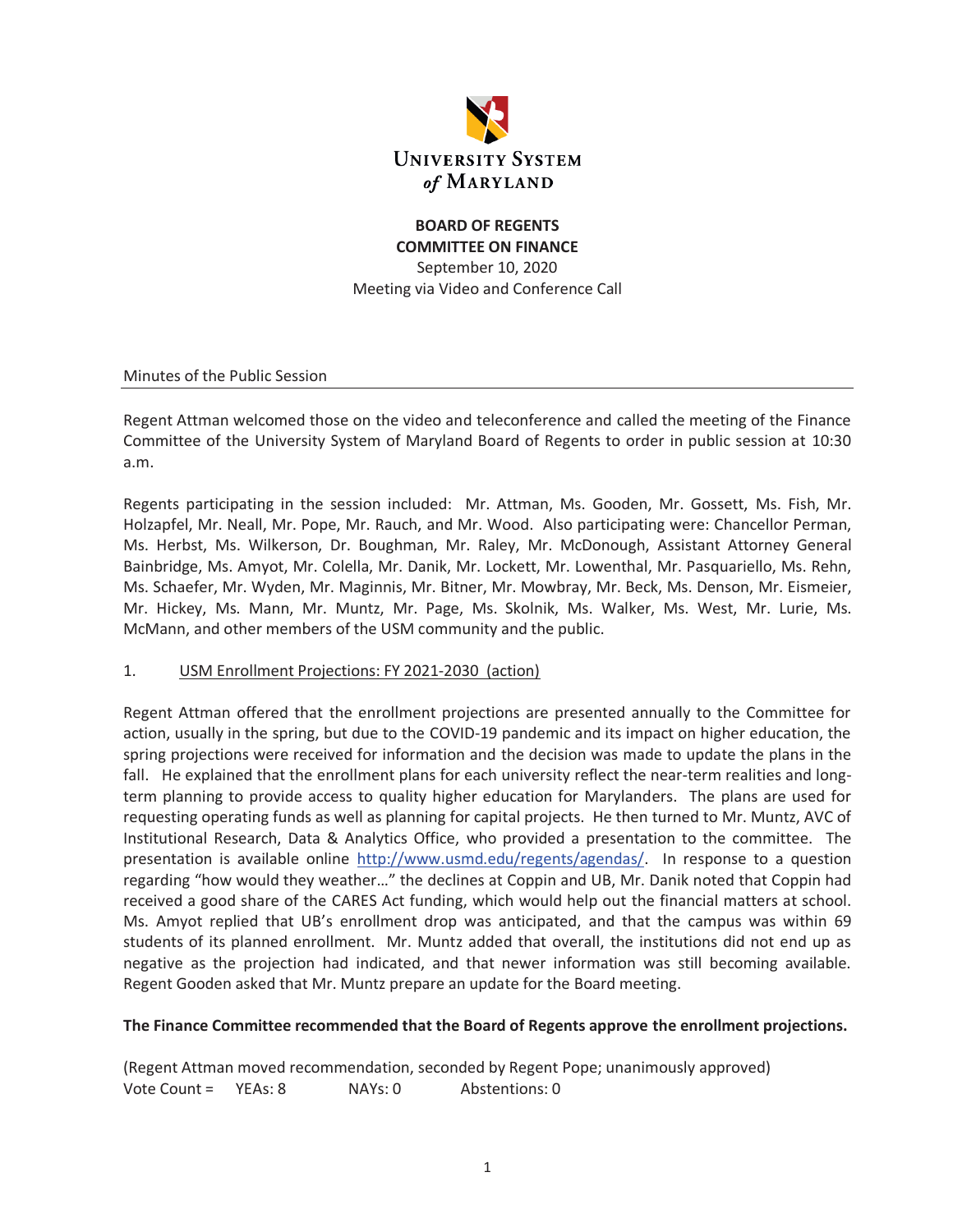**UNIVERSITY SYSTEM of MARYLAND**

**BOARD OF REGENTS**
**COMMITTEE ON FINANCE**
September 10, 2020
Meeting via Video and Conference Call

Minutes of the Public Session

Regent Attman welcomed those on the video and teleconference and called the meeting of the Finance Committee of the University System of Maryland Board of Regents to order in public session at 10:30 a.m.

Regents participating in the session included: Mr. Attman, Ms. Gooden, Mr. Gossett, Ms. Fish, Mr. Holzapfel, Mr. Neall, Mr. Pope, Mr. Rauch, and Mr. Wood. Also participating were: Chancellor Perman, Ms. Herbst, Ms. Wilkerson, Dr. Boughman, Mr. Raley, Mr. McDonough, Assistant Attorney General Bainbridge, Ms. Amyot, Mr. Colella, Mr. Danik, Mr. Lockett, Mr. Lowenthal, Mr. Pasquariello, Ms. Rehn, Ms. Schaefer, Mr. Wyden, Mr. Maginnis, Mr. Bitner, Mr. Mowbray, Mr. Beck, Ms. Denson, Mr. Eismeier, Mr. Hickey, Ms. Mann, Mr. Muntz, Mr. Page, Ms. Skolnik, Ms. Walker, Ms. West, Mr. Lurie, Ms. McMann, and other members of the USM community and the public.

1. USM Enrollment Projections: FY 2021-2030 (action)

Regent Attman offered that the enrollment projections are presented annually to the Committee for action, usually in the spring, but due to the COVID-19 pandemic and its impact on higher education, the spring projections were received for information and the decision was made to update the plans in the fall. He explained that the enrollment plans for each university reflect the near-term realities and long-term planning to provide access to quality higher education for Marylanders. The plans are used for requesting operating funds as well as planning for capital projects. He then turned to Mr. Muntz, AVC of Institutional Research, Data & Analytics Office, who provided a presentation to the committee. The presentation is available online http://www.usmd.edu/regents/agendas/. In response to a question regarding "how would they weather…" the declines at Coppin and UB, Mr. Danik noted that Coppin had received a good share of the CARES Act funding, which would help out the financial matters at school. Ms. Amyot replied that UB's enrollment drop was anticipated, and that the campus was within 69 students of its planned enrollment. Mr. Muntz added that overall, the institutions did not end up as negative as the projection had indicated, and that newer information was still becoming available. Regent Gooden asked that Mr. Muntz prepare an update for the Board meeting.

**The Finance Committee recommended that the Board of Regents approve the enrollment projections.**

(Regent Attman moved recommendation, seconded by Regent Pope; unanimously approved)
Vote Count = YEAs: 8 NAYs: 0 Abstentions: 0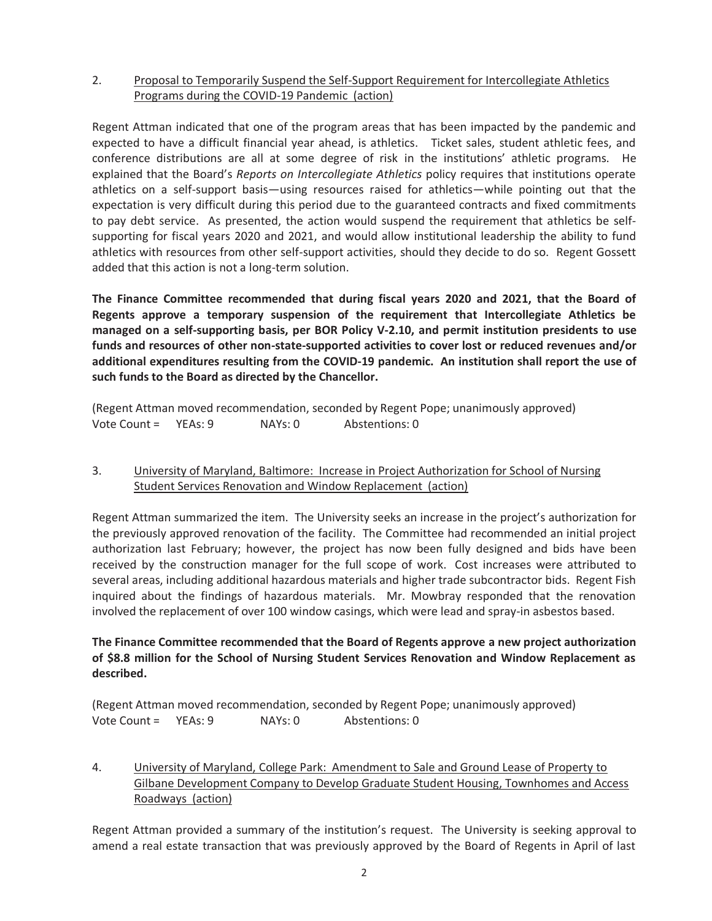2. Proposal to Temporarily Suspend the Self-Support Requirement for Intercollegiate Athletics Programs during the COVID-19 Pandemic (action)

Regent Attman indicated that one of the program areas that has been impacted by the pandemic and expected to have a difficult financial year ahead, is athletics. Ticket sales, student athletic fees, and conference distributions are all at some degree of risk in the institutions' athletic programs. He explained that the Board's *Reports on Intercollegiate Athletics* policy requires that institutions operate athletics on a self-support basis—using resources raised for athletics—while pointing out that the expectation is very difficult during this period due to the guaranteed contracts and fixed commitments to pay debt service. As presented, the action would suspend the requirement that athletics be self-supporting for fiscal years 2020 and 2021, and would allow institutional leadership the ability to fund athletics with resources from other self-support activities, should they decide to do so. Regent Gossett added that this action is not a long-term solution.

**The Finance Committee recommended that during fiscal years 2020 and 2021, that the Board of Regents approve a temporary suspension of the requirement that Intercollegiate Athletics be managed on a self-supporting basis, per BOR Policy V-2.10, and permit institution presidents to use funds and resources of other non-state-supported activities to cover lost or reduced revenues and/or additional expenditures resulting from the COVID-19 pandemic. An institution shall report the use of such funds to the Board as directed by the Chancellor.**

(Regent Attman moved recommendation, seconded by Regent Pope; unanimously approved)
Vote Count = YEAs: 9 NAYs: 0 Abstentions: 0

3. University of Maryland, Baltimore: Increase in Project Authorization for School of Nursing Student Services Renovation and Window Replacement (action)

Regent Attman summarized the item. The University seeks an increase in the project's authorization for the previously approved renovation of the facility. The Committee had recommended an initial project authorization last February; however, the project has now been fully designed and bids have been received by the construction manager for the full scope of work. Cost increases were attributed to several areas, including additional hazardous materials and higher trade subcontractor bids. Regent Fish inquired about the findings of hazardous materials. Mr. Mowbray responded that the renovation involved the replacement of over 100 window casings, which were lead and spray-in asbestos based.

**The Finance Committee recommended that the Board of Regents approve a new project authorization of $8.8 million for the School of Nursing Student Services Renovation and Window Replacement as described.**

(Regent Attman moved recommendation, seconded by Regent Pope; unanimously approved)
Vote Count = YEAs: 9 NAYs: 0 Abstentions: 0

4. University of Maryland, College Park: Amendment to Sale and Ground Lease of Property to Gilbane Development Company to Develop Graduate Student Housing, Townhomes and Access Roadways (action)

Regent Attman provided a summary of the institution's request. The University is seeking approval to amend a real estate transaction that was previously approved by the Board of Regents in April of last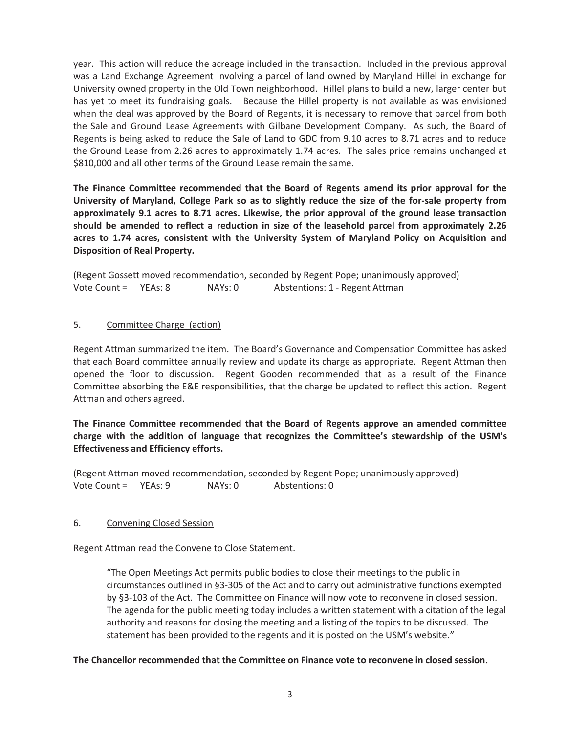year. This action will reduce the acreage included in the transaction. Included in the previous approval was a Land Exchange Agreement involving a parcel of land owned by Maryland Hillel in exchange for University owned property in the Old Town neighborhood. Hillel plans to build a new, larger center but has yet to meet its fundraising goals. Because the Hillel property is not available as was envisioned when the deal was approved by the Board of Regents, it is necessary to remove that parcel from both the Sale and Ground Lease Agreements with Gilbane Development Company. As such, the Board of Regents is being asked to reduce the Sale of Land to GDC from 9.10 acres to 8.71 acres and to reduce the Ground Lease from 2.26 acres to approximately 1.74 acres. The sales price remains unchanged at $810,000 and all other terms of the Ground Lease remain the same.

**The Finance Committee recommended that the Board of Regents amend its prior approval for the University of Maryland, College Park so as to slightly reduce the size of the for-sale property from approximately 9.1 acres to 8.71 acres. Likewise, the prior approval of the ground lease transaction should be amended to reflect a reduction in size of the leasehold parcel from approximately 2.26 acres to 1.74 acres, consistent with the University System of Maryland Policy on Acquisition and Disposition of Real Property.**

(Regent Gossett moved recommendation, seconded by Regent Pope; unanimously approved)
Vote Count = YEAs: 8 NAYs: 0 Abstentions: 1 - Regent Attman

5. <u>Committee Charge (action)</u>

Regent Attman summarized the item. The Board's Governance and Compensation Committee has asked that each Board committee annually review and update its charge as appropriate. Regent Attman then opened the floor to discussion. Regent Gooden recommended that as a result of the Finance Committee absorbing the E&E responsibilities, that the charge be updated to reflect this action. Regent Attman and others agreed.

**The Finance Committee recommended that the Board of Regents approve an amended committee charge with the addition of language that recognizes the Committee's stewardship of the USM's Effectiveness and Efficiency efforts.**

(Regent Attman moved recommendation, seconded by Regent Pope; unanimously approved)
Vote Count = YEAs: 9 NAYs: 0 Abstentions: 0

6. <u>Convening Closed Session</u>

Regent Attman read the Convene to Close Statement.

> "The Open Meetings Act permits public bodies to close their meetings to the public in circumstances outlined in §3-305 of the Act and to carry out administrative functions exempted by §3-103 of the Act. The Committee on Finance will now vote to reconvene in closed session. The agenda for the public meeting today includes a written statement with a citation of the legal authority and reasons for closing the meeting and a listing of the topics to be discussed. The statement has been provided to the regents and it is posted on the USM's website."

**The Chancellor recommended that the Committee on Finance vote to reconvene in closed session.**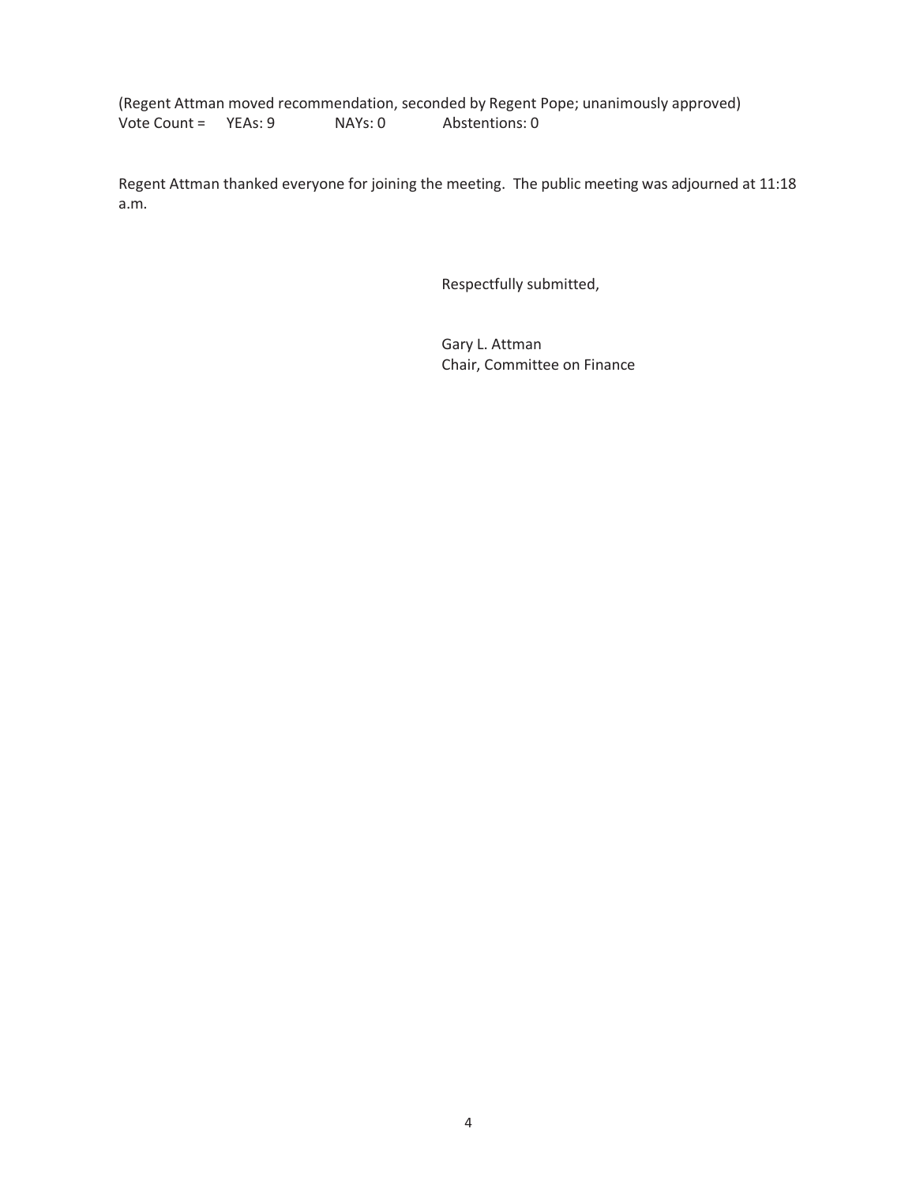(Regent Attman moved recommendation, seconded by Regent Pope; unanimously approved)
Vote Count = YEAs: 9 NAYs: 0 Abstentions: 0

Regent Attman thanked everyone for joining the meeting. The public meeting was adjourned at 11:18 a.m.

Respectfully submitted,

Gary L. Attman
Chair, Committee on Finance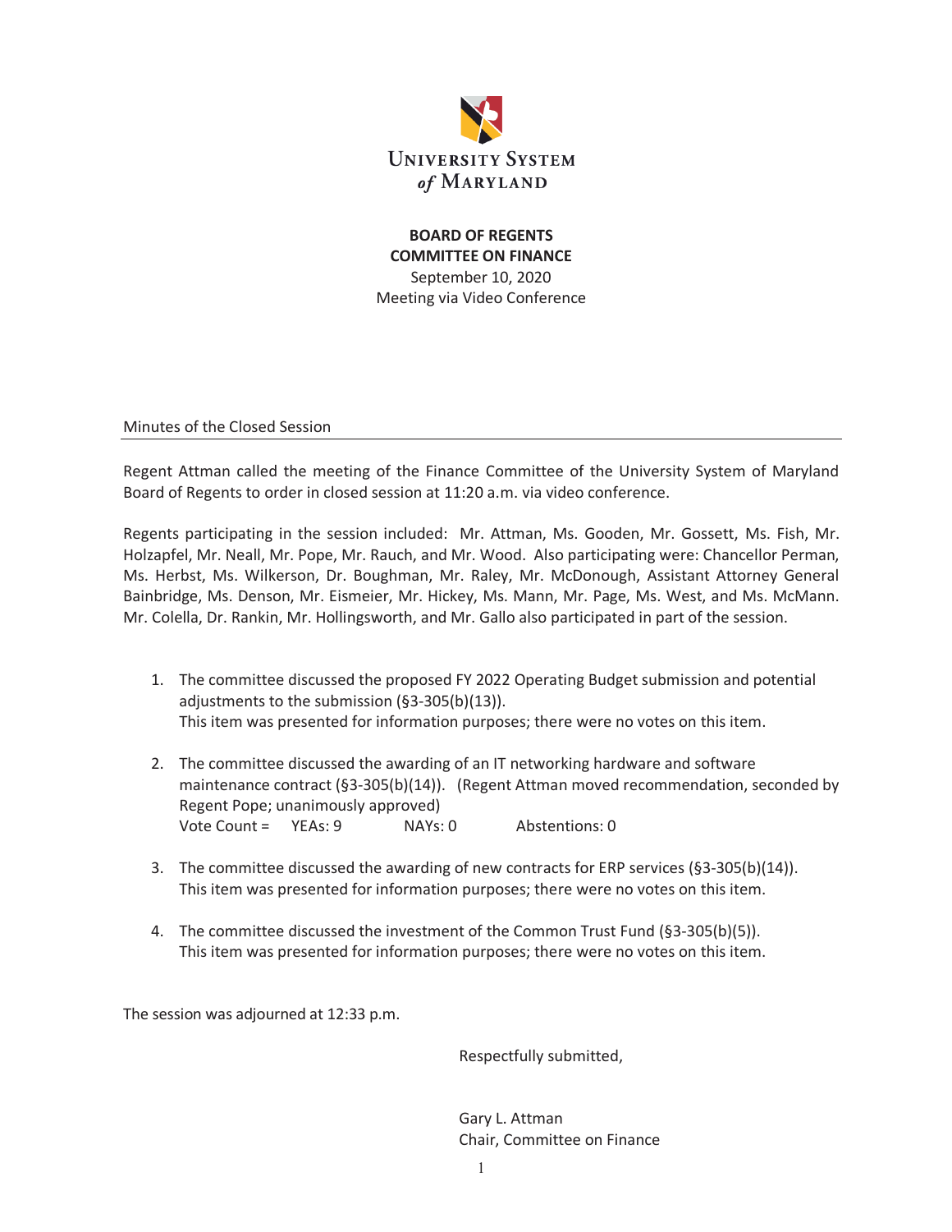UNIVERSITY SYSTEM of MARYLAND

**BOARD OF REGENTS**
**COMMITTEE ON FINANCE**
September 10, 2020
Meeting via Video Conference

Minutes of the Closed Session

---

Regent Attman called the meeting of the Finance Committee of the University System of Maryland Board of Regents to order in closed session at 11:20 a.m. via video conference.

Regents participating in the session included: Mr. Attman, Ms. Gooden, Mr. Gossett, Ms. Fish, Mr. Holzapfel, Mr. Neall, Mr. Pope, Mr. Rauch, and Mr. Wood. Also participating were: Chancellor Perman, Ms. Herbst, Ms. Wilkerson, Dr. Boughman, Mr. Raley, Mr. McDonough, Assistant Attorney General Bainbridge, Ms. Denson, Mr. Eismeier, Mr. Hickey, Ms. Mann, Mr. Page, Ms. West, and Ms. McMann. Mr. Colella, Dr. Rankin, Mr. Hollingsworth, and Mr. Gallo also participated in part of the session.

1. The committee discussed the proposed FY 2022 Operating Budget submission and potential adjustments to the submission (§3-305(b)(13)).
   This item was presented for information purposes; there were no votes on this item.

2. The committee discussed the awarding of an IT networking hardware and software maintenance contract (§3-305(b)(14)). (Regent Attman moved recommendation, seconded by Regent Pope; unanimously approved)
   Vote Count = YEAs: 9 NAYs: 0 Abstentions: 0

3. The committee discussed the awarding of new contracts for ERP services (§3-305(b)(14)).
   This item was presented for information purposes; there were no votes on this item.

4. The committee discussed the investment of the Common Trust Fund (§3-305(b)(5)).
   This item was presented for information purposes; there were no votes on this item.

The session was adjourned at 12:33 p.m.

Respectfully submitted,

Gary L. Attman
Chair, Committee on Finance